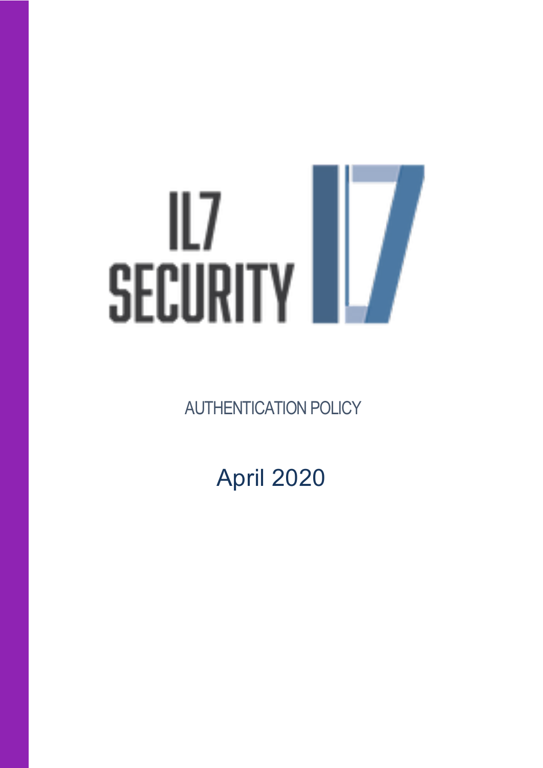IL7 SECURITY

AUTHENTICATION POLICY

April 2020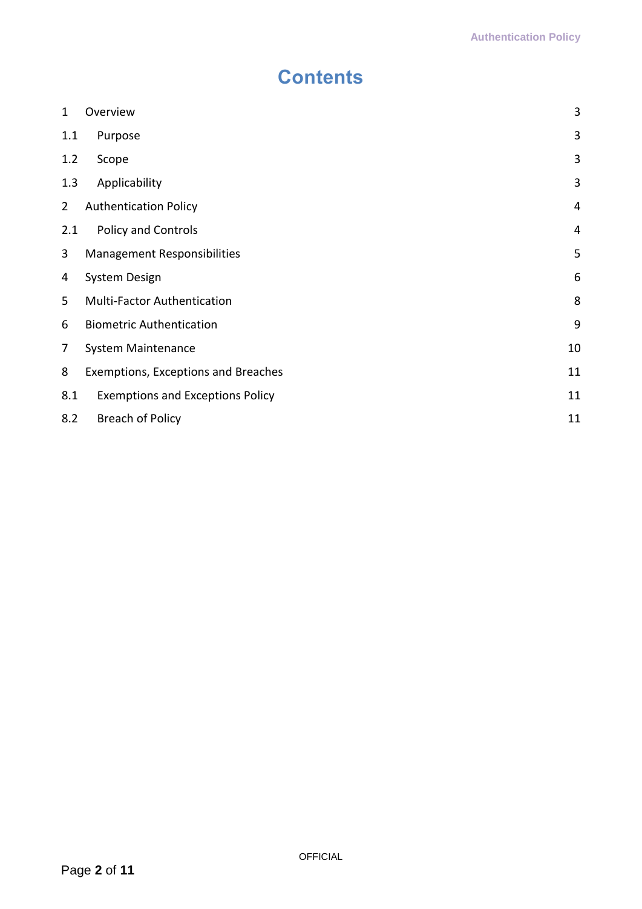# Contents

| | | |
|---|---|---|
| 1 | Overview | 3 |
| 1.1 | Purpose | 3 |
| 1.2 | Scope | 3 |
| 1.3 | Applicability | 3 |
| 2 | Authentication Policy | 4 |
| 2.1 | Policy and Controls | 4 |
| 3 | Management Responsibilities | 5 |
| 4 | System Design | 6 |
| 5 | Multi-Factor Authentication | 8 |
| 6 | Biometric Authentication | 9 |
| 7 | System Maintenance | 10 |
| 8 | Exemptions, Exceptions and Breaches | 11 |
| 8.1 | Exemptions and Exceptions Policy | 11 |
| 8.2 | Breach of Policy | 11 |

OFFICIAL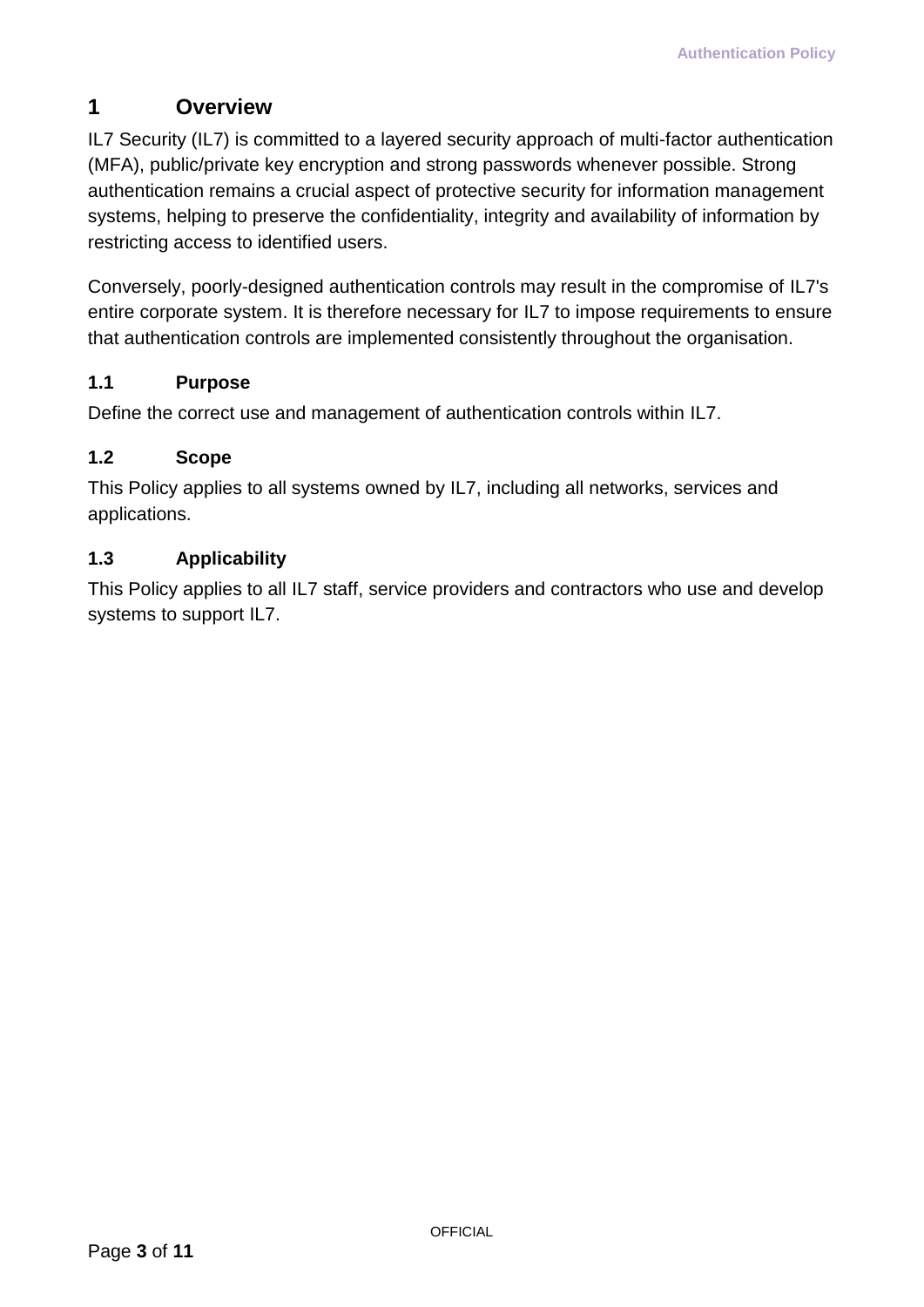# 1 Overview

IL7 Security (IL7) is committed to a layered security approach of multi-factor authentication (MFA), public/private key encryption and strong passwords whenever possible. Strong authentication remains a crucial aspect of protective security for information management systems, helping to preserve the confidentiality, integrity and availability of information by restricting access to identified users.

Conversely, poorly-designed authentication controls may result in the compromise of IL7's entire corporate system. It is therefore necessary for IL7 to impose requirements to ensure that authentication controls are implemented consistently throughout the organisation.

## 1.1 Purpose

Define the correct use and management of authentication controls within IL7.

## 1.2 Scope

This Policy applies to all systems owned by IL7, including all networks, services and applications.

## 1.3 Applicability

This Policy applies to all IL7 staff, service providers and contractors who use and develop systems to support IL7.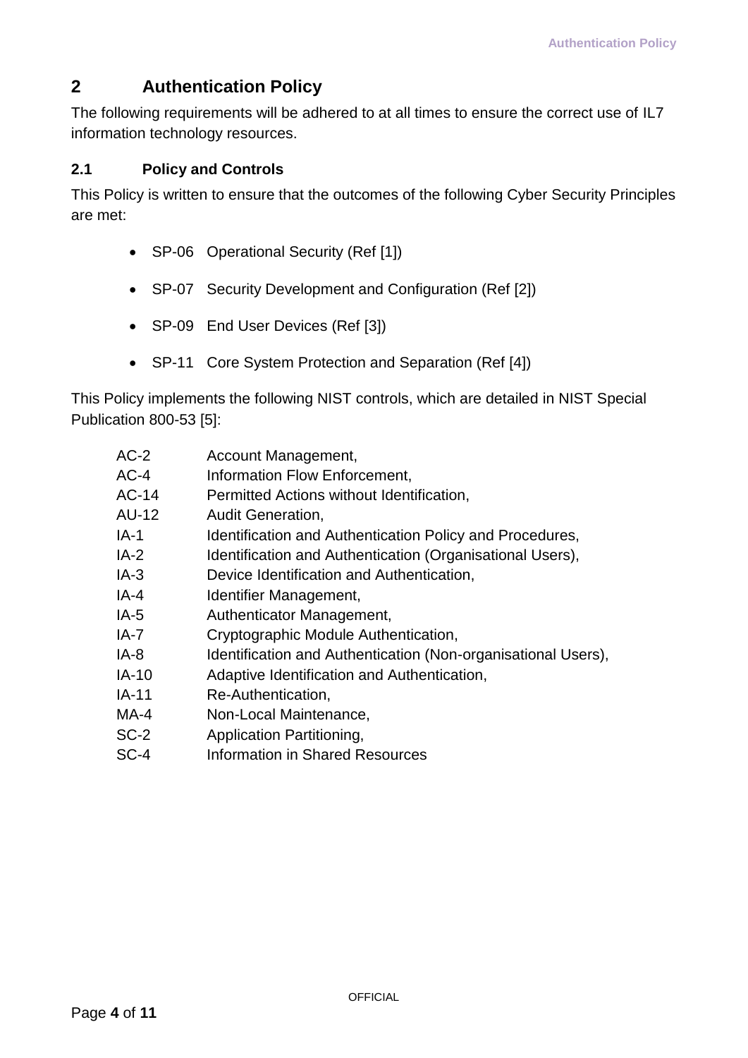# 2 Authentication Policy

The following requirements will be adhered to at all times to ensure the correct use of IL7 information technology resources.

## 2.1 Policy and Controls

This Policy is written to ensure that the outcomes of the following Cyber Security Principles are met:

- SP-06 Operational Security (Ref [1])
- SP-07 Security Development and Configuration (Ref [2])
- SP-09 End User Devices (Ref [3])
- SP-11 Core System Protection and Separation (Ref [4])

This Policy implements the following NIST controls, which are detailed in NIST Special Publication 800-53 [5]:

| | |
|---|---|
| AC-2 | Account Management, |
| AC-4 | Information Flow Enforcement, |
| AC-14 | Permitted Actions without Identification, |
| AU-12 | Audit Generation, |
| IA-1 | Identification and Authentication Policy and Procedures, |
| IA-2 | Identification and Authentication (Organisational Users), |
| IA-3 | Device Identification and Authentication, |
| IA-4 | Identifier Management, |
| IA-5 | Authenticator Management, |
| IA-7 | Cryptographic Module Authentication, |
| IA-8 | Identification and Authentication (Non-organisational Users), |
| IA-10 | Adaptive Identification and Authentication, |
| IA-11 | Re-Authentication, |
| MA-4 | Non-Local Maintenance, |
| SC-2 | Application Partitioning, |
| SC-4 | Information in Shared Resources |

OFFICIAL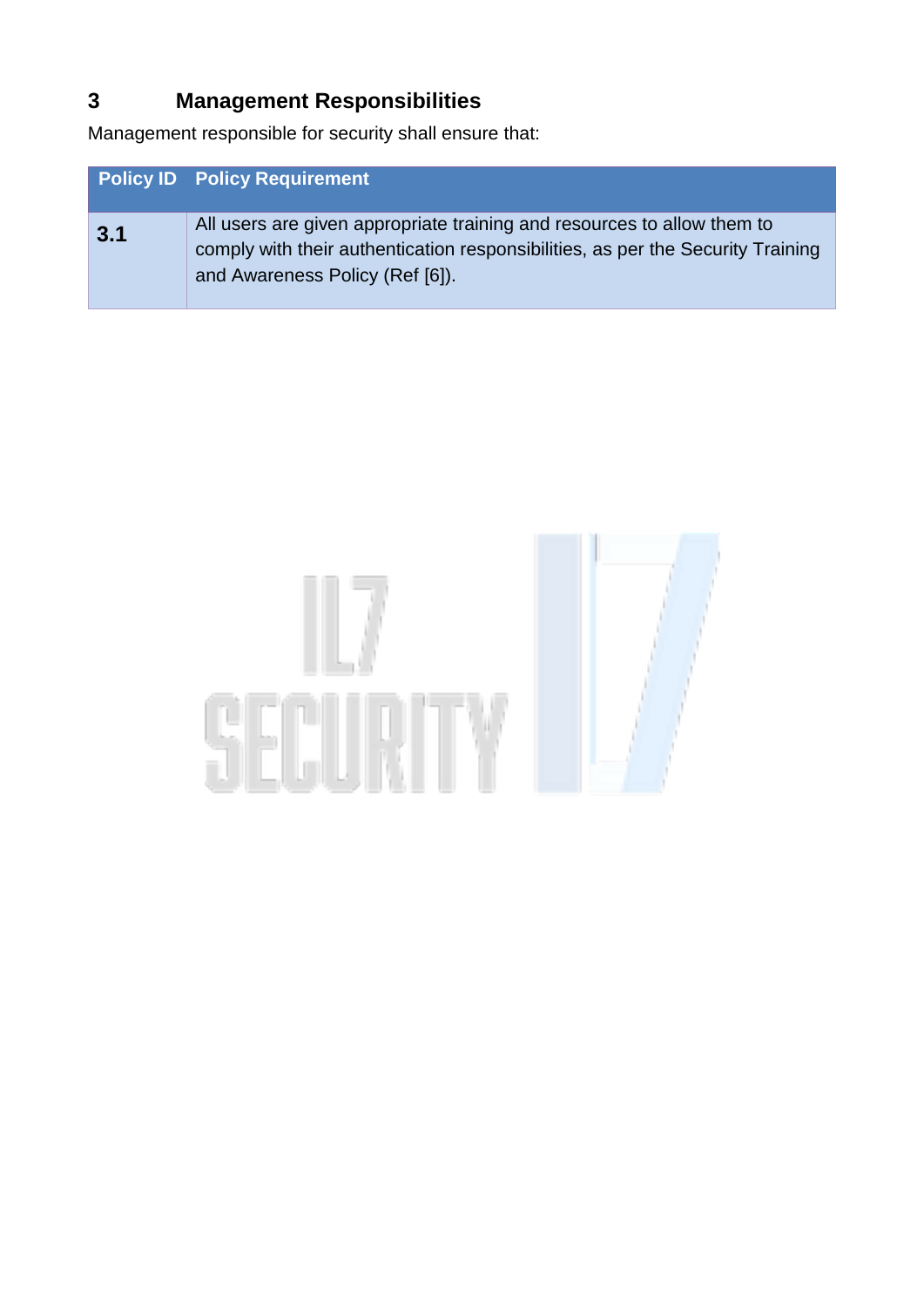## 3 Management Responsibilities

Management responsible for security shall ensure that:

| Policy ID | Policy Requirement |
|---|---|
| **3.1** | All users are given appropriate training and resources to allow them to comply with their authentication responsibilities, as per the Security Training and Awareness Policy (Ref [6]). |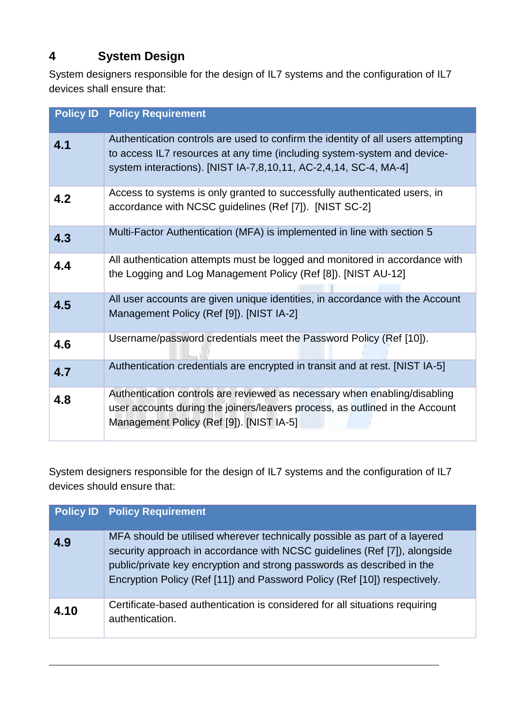# 4 System Design

System designers responsible for the design of IL7 systems and the configuration of IL7 devices shall ensure that:

| Policy ID | Policy Requirement |
|---|---|
| **4.1** | Authentication controls are used to confirm the identity of all users attempting to access IL7 resources at any time (including system-system and device-system interactions). [NIST IA-7,8,10,11, AC-2,4,14, SC-4, MA-4] |
| **4.2** | Access to systems is only granted to successfully authenticated users, in accordance with NCSC guidelines (Ref [7]). [NIST SC-2] |
| **4.3** | Multi-Factor Authentication (MFA) is implemented in line with section 5 |
| **4.4** | All authentication attempts must be logged and monitored in accordance with the Logging and Log Management Policy (Ref [8]). [NIST AU-12] |
| **4.5** | All user accounts are given unique identities, in accordance with the Account Management Policy (Ref [9]). [NIST IA-2] |
| **4.6** | Username/password credentials meet the Password Policy (Ref [10]). |
| **4.7** | Authentication credentials are encrypted in transit and at rest. [NIST IA-5] |
| **4.8** | Authentication controls are reviewed as necessary when enabling/disabling user accounts during the joiners/leavers process, as outlined in the Account Management Policy (Ref [9]). [NIST IA-5] |

System designers responsible for the design of IL7 systems and the configuration of IL7 devices should ensure that:

| Policy ID | Policy Requirement |
|---|---|
| **4.9** | MFA should be utilised wherever technically possible as part of a layered security approach in accordance with NCSC guidelines (Ref [7]), alongside public/private key encryption and strong passwords as described in the Encryption Policy (Ref [11]) and Password Policy (Ref [10]) respectively. |
| **4.10** | Certificate-based authentication is considered for all situations requiring authentication. |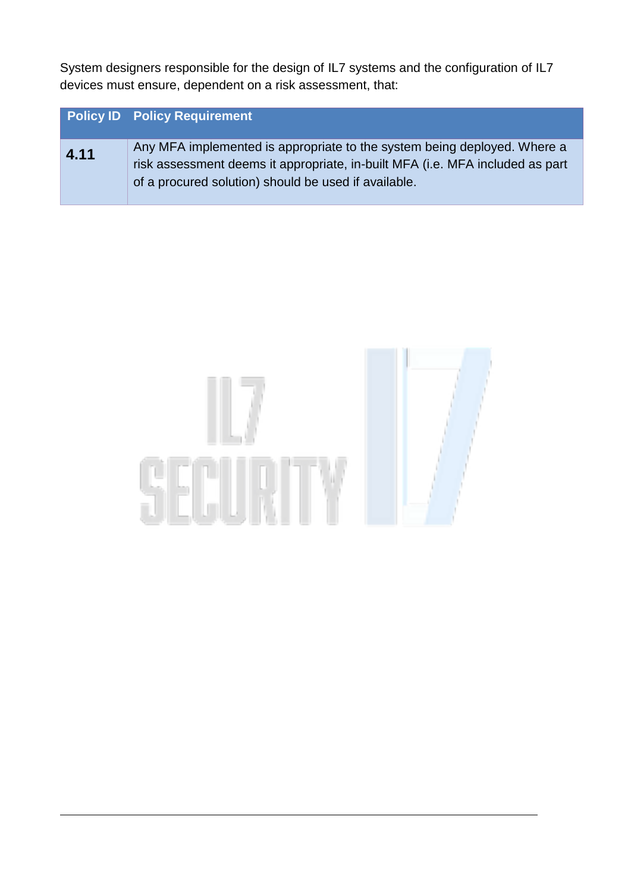System designers responsible for the design of IL7 systems and the configuration of IL7 devices must ensure, dependent on a risk assessment, that:

| Policy ID | Policy Requirement |
|---|---|
| **4.11** | Any MFA implemented is appropriate to the system being deployed. Where a risk assessment deems it appropriate, in-built MFA (i.e. MFA included as part of a procured solution) should be used if available. |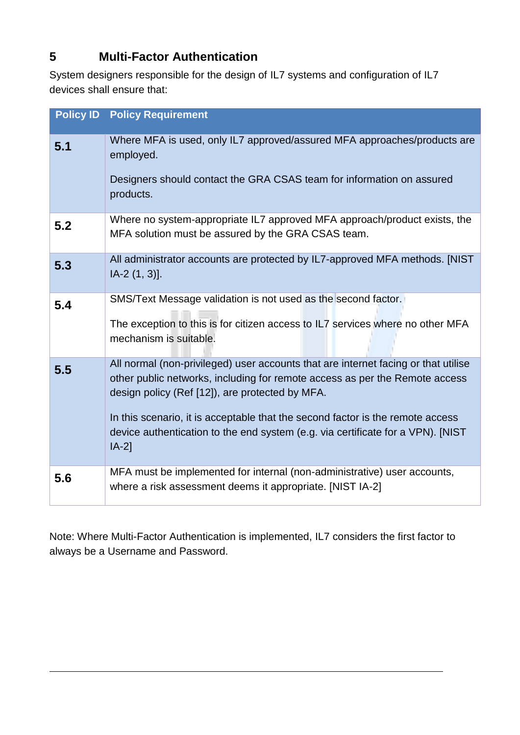## 5 Multi-Factor Authentication

System designers responsible for the design of IL7 systems and configuration of IL7 devices shall ensure that:

| Policy ID | Policy Requirement |
|---|---|
| **5.1** | Where MFA is used, only IL7 approved/assured MFA approaches/products are employed.<br><br>Designers should contact the GRA CSAS team for information on assured products. |
| **5.2** | Where no system-appropriate IL7 approved MFA approach/product exists, the MFA solution must be assured by the GRA CSAS team. |
| **5.3** | All administrator accounts are protected by IL7-approved MFA methods. [NIST IA-2 (1, 3)]. |
| **5.4** | SMS/Text Message validation is not used as the second factor.<br><br>The exception to this is for citizen access to IL7 services where no other MFA mechanism is suitable. |
| **5.5** | All normal (non-privileged) user accounts that are internet facing or that utilise other public networks, including for remote access as per the Remote access design policy (Ref [12]), are protected by MFA.<br><br>In this scenario, it is acceptable that the second factor is the remote access device authentication to the end system (e.g. via certificate for a VPN). [NIST IA-2] |
| **5.6** | MFA must be implemented for internal (non-administrative) user accounts, where a risk assessment deems it appropriate. [NIST IA-2] |

Note: Where Multi-Factor Authentication is implemented, IL7 considers the first factor to always be a Username and Password.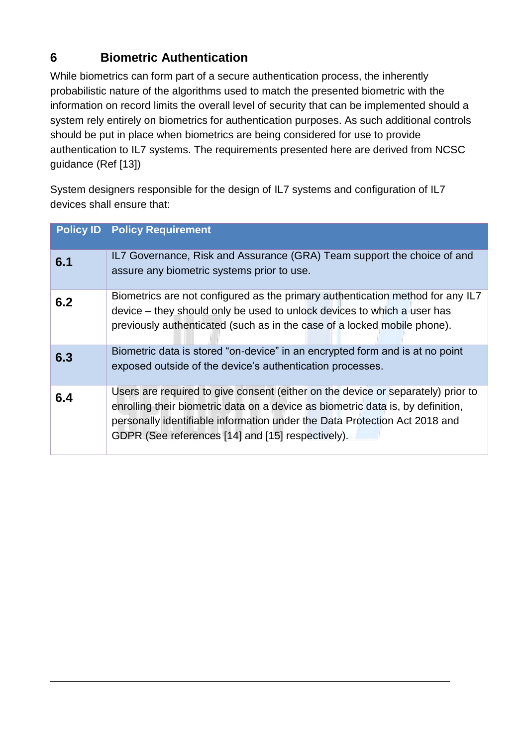# 6 Biometric Authentication

While biometrics can form part of a secure authentication process, the inherently probabilistic nature of the algorithms used to match the presented biometric with the information on record limits the overall level of security that can be implemented should a system rely entirely on biometrics for authentication purposes. As such additional controls should be put in place when biometrics are being considered for use to provide authentication to IL7 systems. The requirements presented here are derived from NCSC guidance (Ref [13])

System designers responsible for the design of IL7 systems and configuration of IL7 devices shall ensure that:

| Policy ID | Policy Requirement |
|---|---|
| **6.1** | IL7 Governance, Risk and Assurance (GRA) Team support the choice of and assure any biometric systems prior to use. |
| **6.2** | Biometrics are not configured as the primary authentication method for any IL7 device – they should only be used to unlock devices to which a user has previously authenticated (such as in the case of a locked mobile phone). |
| **6.3** | Biometric data is stored "on-device" in an encrypted form and is at no point exposed outside of the device's authentication processes. |
| **6.4** | Users are required to give consent (either on the device or separately) prior to enrolling their biometric data on a device as biometric data is, by definition, personally identifiable information under the Data Protection Act 2018 and GDPR (See references [14] and [15] respectively). |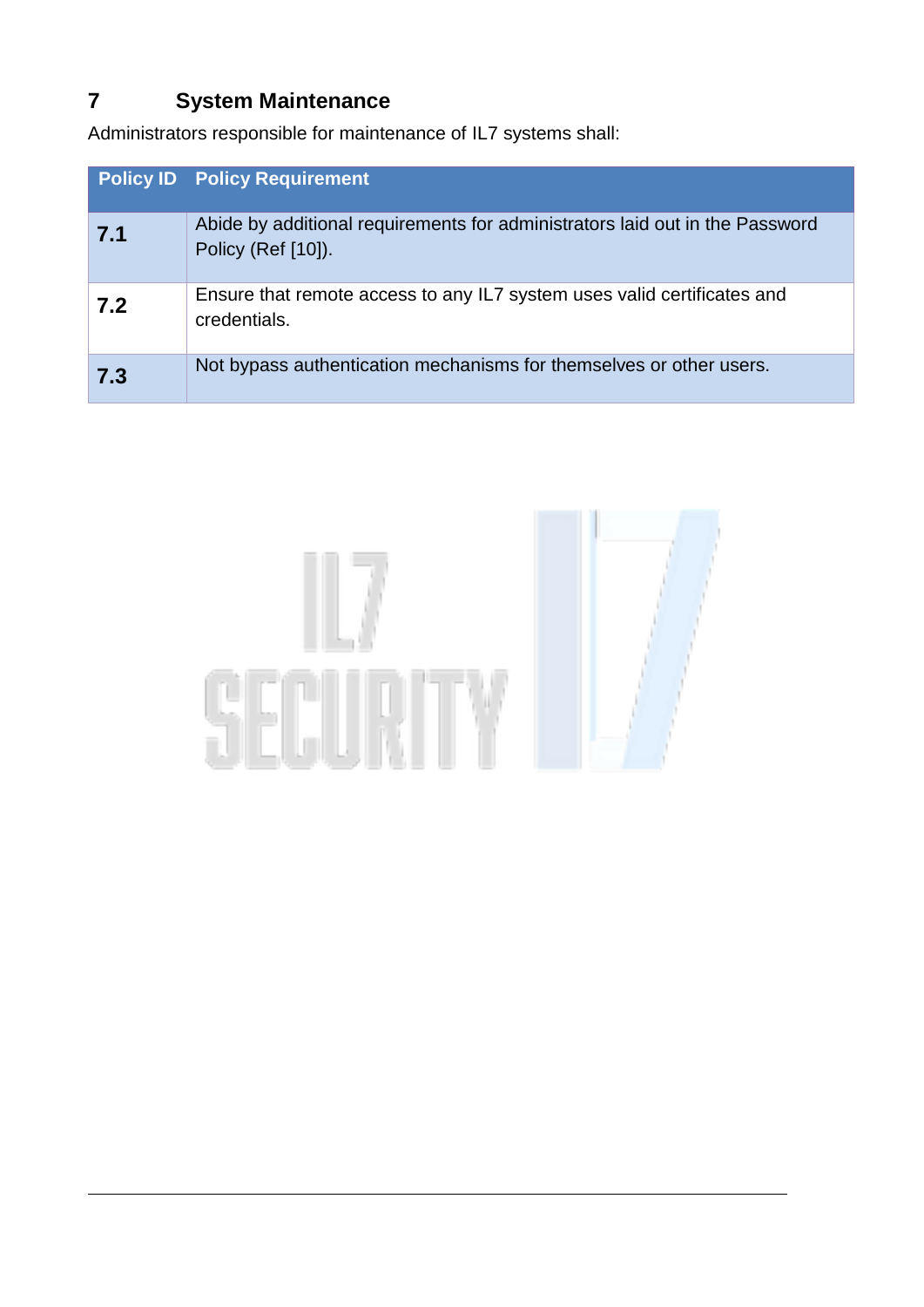## 7 System Maintenance

Administrators responsible for maintenance of IL7 systems shall:

| Policy ID | Policy Requirement |
|---|---|
| **7.1** | Abide by additional requirements for administrators laid out in the Password Policy (Ref [10]). |
| **7.2** | Ensure that remote access to any IL7 system uses valid certificates and credentials. |
| **7.3** | Not bypass authentication mechanisms for themselves or other users. |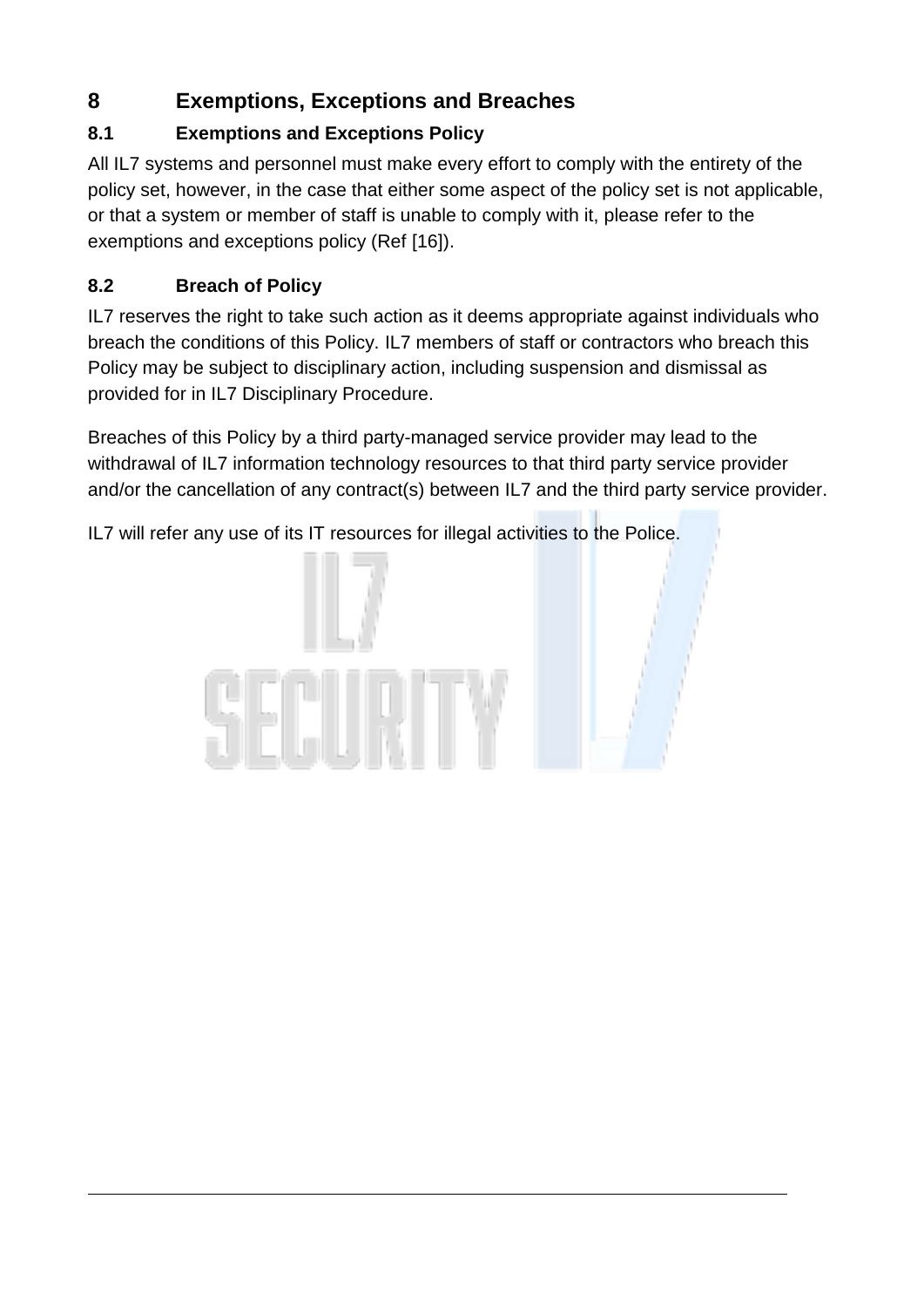# 8 Exemptions, Exceptions and Breaches

## 8.1 Exemptions and Exceptions Policy

All IL7 systems and personnel must make every effort to comply with the entirety of the policy set, however, in the case that either some aspect of the policy set is not applicable, or that a system or member of staff is unable to comply with it, please refer to the exemptions and exceptions policy (Ref [16]).

## 8.2 Breach of Policy

IL7 reserves the right to take such action as it deems appropriate against individuals who breach the conditions of this Policy. IL7 members of staff or contractors who breach this Policy may be subject to disciplinary action, including suspension and dismissal as provided for in IL7 Disciplinary Procedure.

Breaches of this Policy by a third party-managed service provider may lead to the withdrawal of IL7 information technology resources to that third party service provider and/or the cancellation of any contract(s) between IL7 and the third party service provider.

IL7 will refer any use of its IT resources for illegal activities to the Police.